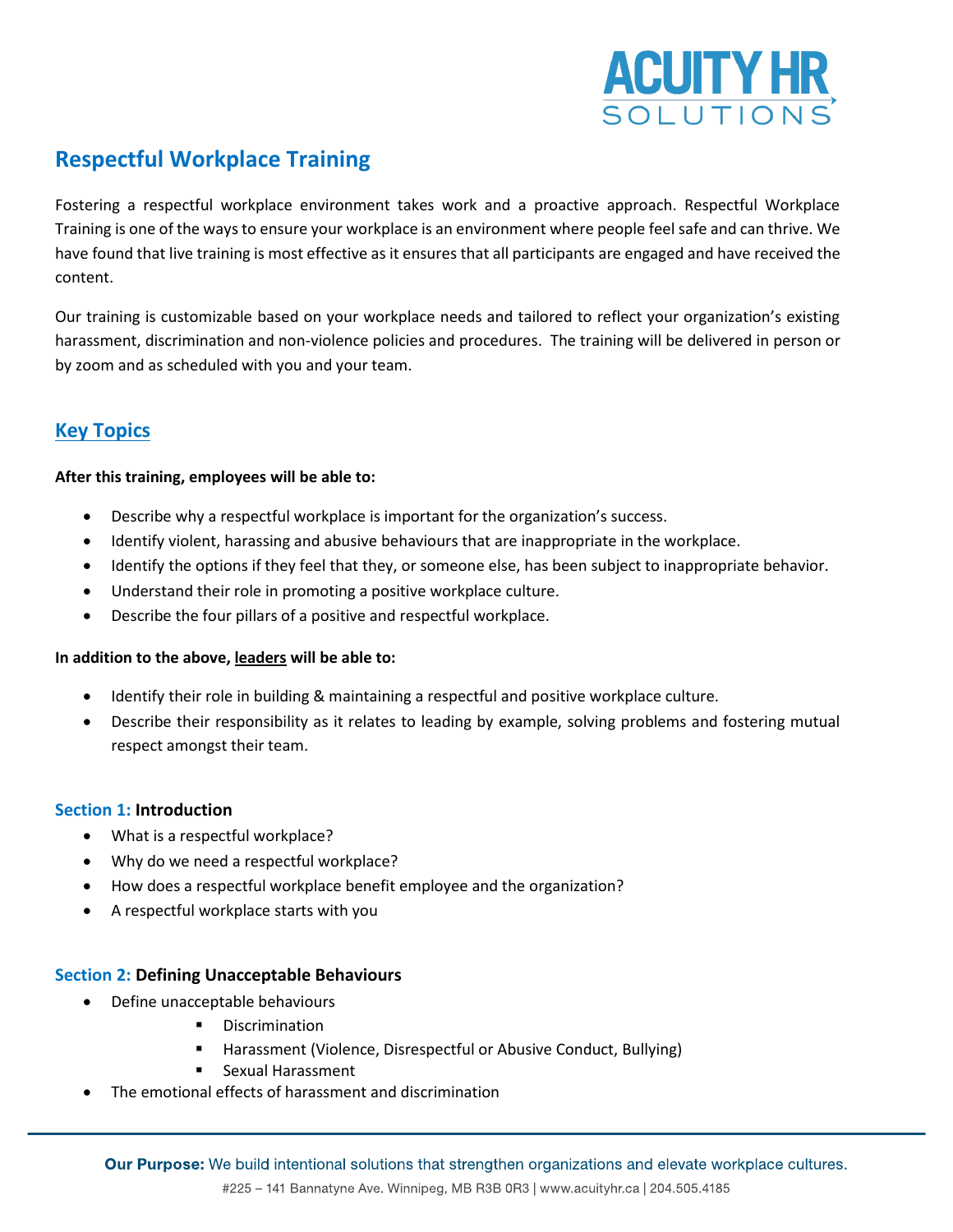ACUITY HR SOLUTIONS

# Respectful Workplace Training

Fostering a respectful workplace environment takes work and a proactive approach. Respectful Workplace Training is one of the ways to ensure your workplace is an environment where people feel safe and can thrive. We have found that live training is most effective as it ensures that all participants are engaged and have received the content.

Our training is customizable based on your workplace needs and tailored to reflect your organization's existing harassment, discrimination and non-violence policies and procedures. The training will be delivered in person or by zoom and as scheduled with you and your team.

## Key Topics

**After this training, employees will be able to:**

- Describe why a respectful workplace is important for the organization's success.
- Identify violent, harassing and abusive behaviours that are inappropriate in the workplace.
- Identify the options if they feel that they, or someone else, has been subject to inappropriate behavior.
- Understand their role in promoting a positive workplace culture.
- Describe the four pillars of a positive and respectful workplace.

**In addition to the above, leaders will be able to:**

- Identify their role in building & maintaining a respectful and positive workplace culture.
- Describe their responsibility as it relates to leading by example, solving problems and fostering mutual respect amongst their team.

### Section 1: Introduction

- What is a respectful workplace?
- Why do we need a respectful workplace?
- How does a respectful workplace benefit employee and the organization?
- A respectful workplace starts with you

### Section 2: Defining Unacceptable Behaviours

- Define unacceptable behaviours
  - Discrimination
  - Harassment (Violence, Disrespectful or Abusive Conduct, Bullying)
  - Sexual Harassment
- The emotional effects of harassment and discrimination

**Our Purpose:** We build intentional solutions that strengthen organizations and elevate workplace cultures.

#225 – 141 Bannatyne Ave. Winnipeg, MB R3B 0R3 | www.acuityhr.ca | 204.505.4185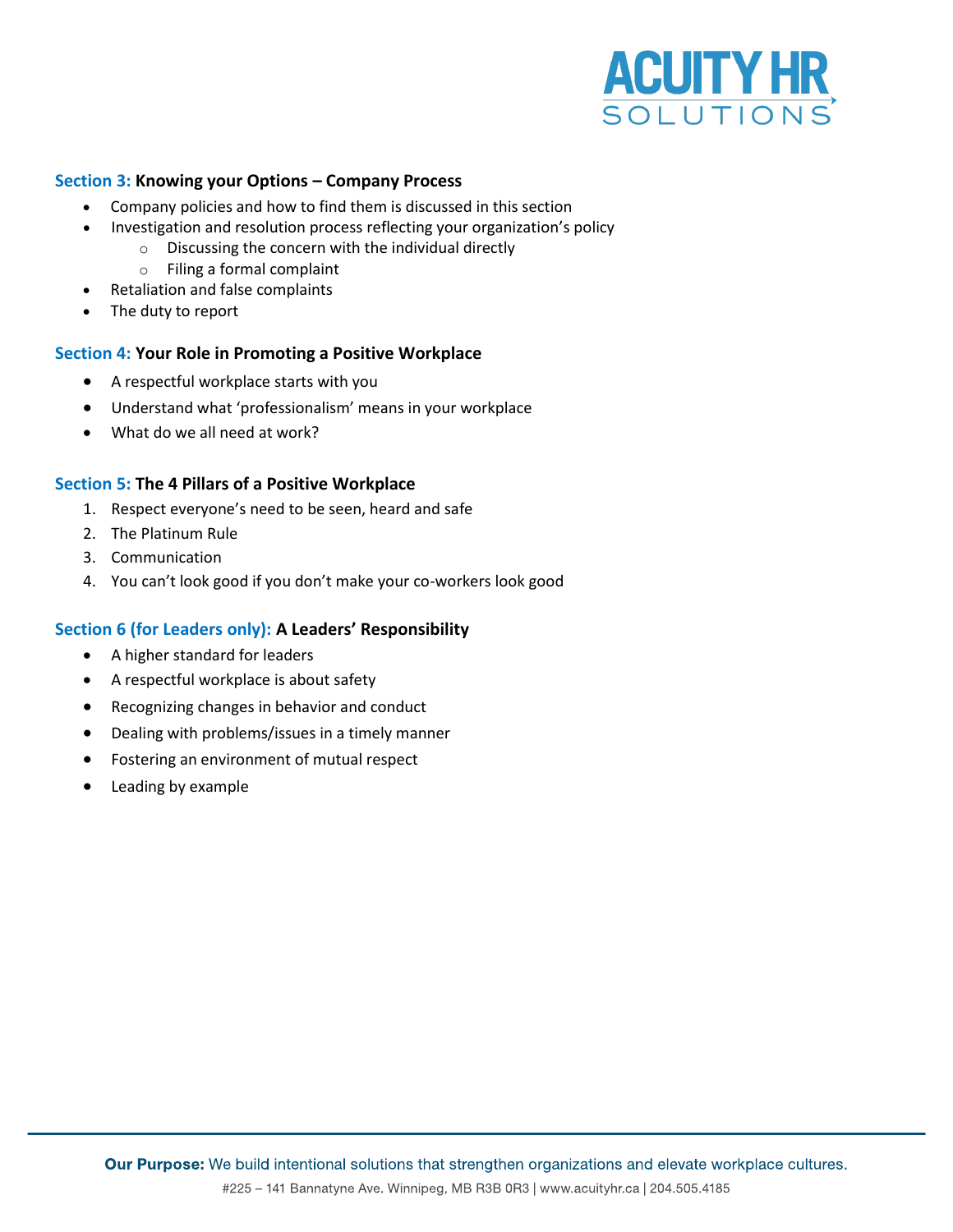### Section 3: Knowing your Options – Company Process

- Company policies and how to find them is discussed in this section
- Investigation and resolution process reflecting your organization's policy
  - Discussing the concern with the individual directly
  - Filing a formal complaint
- Retaliation and false complaints
- The duty to report

### Section 4: Your Role in Promoting a Positive Workplace

- A respectful workplace starts with you
- Understand what 'professionalism' means in your workplace
- What do we all need at work?

### Section 5: The 4 Pillars of a Positive Workplace

1. Respect everyone's need to be seen, heard and safe
2. The Platinum Rule
3. Communication
4. You can't look good if you don't make your co-workers look good

### Section 6 (for Leaders only): A Leaders' Responsibility

- A higher standard for leaders
- A respectful workplace is about safety
- Recognizing changes in behavior and conduct
- Dealing with problems/issues in a timely manner
- Fostering an environment of mutual respect
- Leading by example